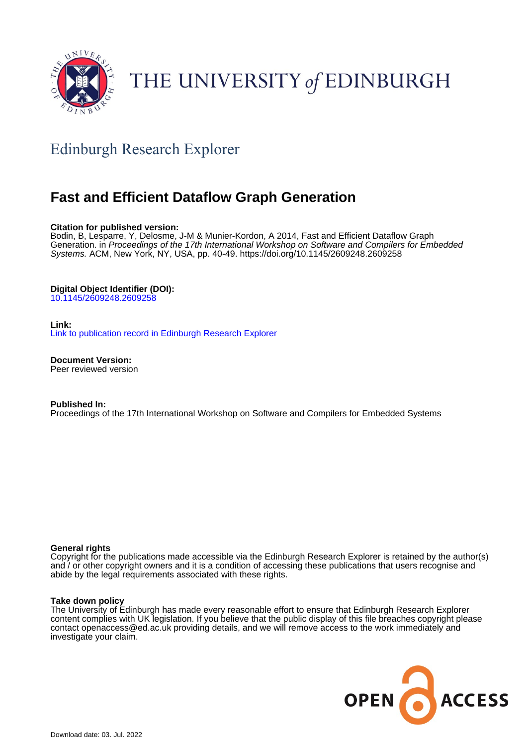THE UNIVERSITY *of* EDINBURGH

## Edinburgh Research Explorer

# Fast and Efficient Dataflow Graph Generation

**Citation for published version:**
Bodin, B, Lesparre, Y, Delosme, J-M & Munier-Kordon, A 2014, Fast and Efficient Dataflow Graph Generation. in *Proceedings of the 17th International Workshop on Software and Compilers for Embedded Systems.* ACM, New York, NY, USA, pp. 40-49. https://doi.org/10.1145/2609248.2609258

**Digital Object Identifier (DOI):**
10.1145/2609248.2609258

**Link:**
Link to publication record in Edinburgh Research Explorer

**Document Version:**
Peer reviewed version

**Published In:**
Proceedings of the 17th International Workshop on Software and Compilers for Embedded Systems

**General rights**
Copyright for the publications made accessible via the Edinburgh Research Explorer is retained by the author(s) and / or other copyright owners and it is a condition of accessing these publications that users recognise and abide by the legal requirements associated with these rights.

**Take down policy**
The University of Edinburgh has made every reasonable effort to ensure that Edinburgh Research Explorer content complies with UK legislation. If you believe that the public display of this file breaches copyright please contact openaccess@ed.ac.uk providing details, and we will remove access to the work immediately and investigate your claim.

Download date: 03. Jul. 2022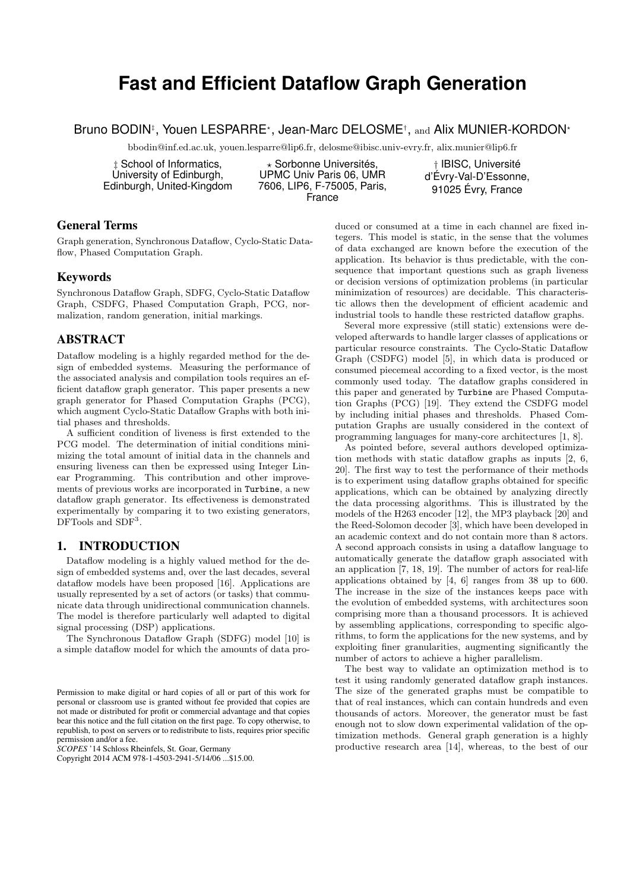# Fast and Efficient Dataflow Graph Generation

Bruno BODIN‡, Youen LESPARRE⋆, Jean-Marc DELOSME†, and Alix MUNIER-KORDON⋆

bbodin@inf.ed.ac.uk, youen.lesparre@lip6.fr, delosme@ibisc.univ-evry.fr, alix.munier@lip6.fr

‡ School of Informatics, University of Edinburgh, Edinburgh, United-Kingdom

⋆ Sorbonne Universités, UPMC Univ Paris 06, UMR 7606, LIP6, F-75005, Paris, France

† IBISC, Université d'Évry-Val-D'Essonne, 91025 Évry, France

## General Terms

Graph generation, Synchronous Dataflow, Cyclo-Static Dataflow, Phased Computation Graph.

## Keywords

Synchronous Dataflow Graph, SDFG, Cyclo-Static Dataflow Graph, CSDFG, Phased Computation Graph, PCG, normalization, random generation, initial markings.

## ABSTRACT

Dataflow modeling is a highly regarded method for the design of embedded systems. Measuring the performance of the associated analysis and compilation tools requires an efficient dataflow graph generator. This paper presents a new graph generator for Phased Computation Graphs (PCG), which augment Cyclo-Static Dataflow Graphs with both initial phases and thresholds.

A sufficient condition of liveness is first extended to the PCG model. The determination of initial conditions minimizing the total amount of initial data in the channels and ensuring liveness can then be expressed using Integer Linear Programming. This contribution and other improvements of previous works are incorporated in `Turbine`, a new dataflow graph generator. Its effectiveness is demonstrated experimentally by comparing it to two existing generators, DFTools and SDF$^3$.

## 1. INTRODUCTION

Dataflow modeling is a highly valued method for the design of embedded systems and, over the last decades, several dataflow models have been proposed [16]. Applications are usually represented by a set of actors (or tasks) that communicate data through unidirectional communication channels. The model is therefore particularly well adapted to digital signal processing (DSP) applications.

The Synchronous Dataflow Graph (SDFG) model [10] is a simple dataflow model for which the amounts of data produced or consumed at a time in each channel are fixed integers. This model is static, in the sense that the volumes of data exchanged are known before the execution of the application. Its behavior is thus predictable, with the consequence that important questions such as graph liveness or decision versions of optimization problems (in particular minimization of resources) are decidable. This characteristic allows then the development of efficient academic and industrial tools to handle these restricted dataflow graphs.

Several more expressive (still static) extensions were developed afterwards to handle larger classes of applications or particular resource constraints. The Cyclo-Static Dataflow Graph (CSDFG) model [5], in which data is produced or consumed piecemeal according to a fixed vector, is the most commonly used today. The dataflow graphs considered in this paper and generated by `Turbine` are Phased Computation Graphs (PCG) [19]. They extend the CSDFG model by including initial phases and thresholds. Phased Computation Graphs are usually considered in the context of programming languages for many-core architectures [1, 8].

As pointed before, several authors developed optimization methods with static dataflow graphs as inputs [2, 6, 20]. The first way to test the performance of their methods is to experiment using dataflow graphs obtained for specific applications, which can be obtained by analyzing directly the data processing algorithms. This is illustrated by the models of the H263 encoder [12], the MP3 playback [20] and the Reed-Solomon decoder [3], which have been developed in an academic context and do not contain more than 8 actors. A second approach consists in using a dataflow language to automatically generate the dataflow graph associated with an application [7, 18, 19]. The number of actors for real-life applications obtained by [4, 6] ranges from 38 up to 600. The increase in the size of the instances keeps pace with the evolution of embedded systems, with architectures soon comprising more than a thousand processors. It is achieved by assembling applications, corresponding to specific algorithms, to form the applications for the new systems, and by exploiting finer granularities, augmenting significantly the number of actors to achieve a higher parallelism.

The best way to validate an optimization method is to test it using randomly generated dataflow graph instances. The size of the generated graphs must be compatible to that of real instances, which can contain hundreds and even thousands of actors. Moreover, the generator must be fast enough not to slow down experimental validation of the optimization methods. General graph generation is a highly productive research area [14], whereas, to the best of our

Permission to make digital or hard copies of all or part of this work for personal or classroom use is granted without fee provided that copies are not made or distributed for profit or commercial advantage and that copies bear this notice and the full citation on the first page. To copy otherwise, to republish, to post on servers or to redistribute to lists, requires prior specific permission and/or a fee.
*SCOPES* '14 Schloss Rheinfels, St. Goar, Germany
Copyright 2014 ACM 978-1-4503-2941-5/14/06 ...$15.00.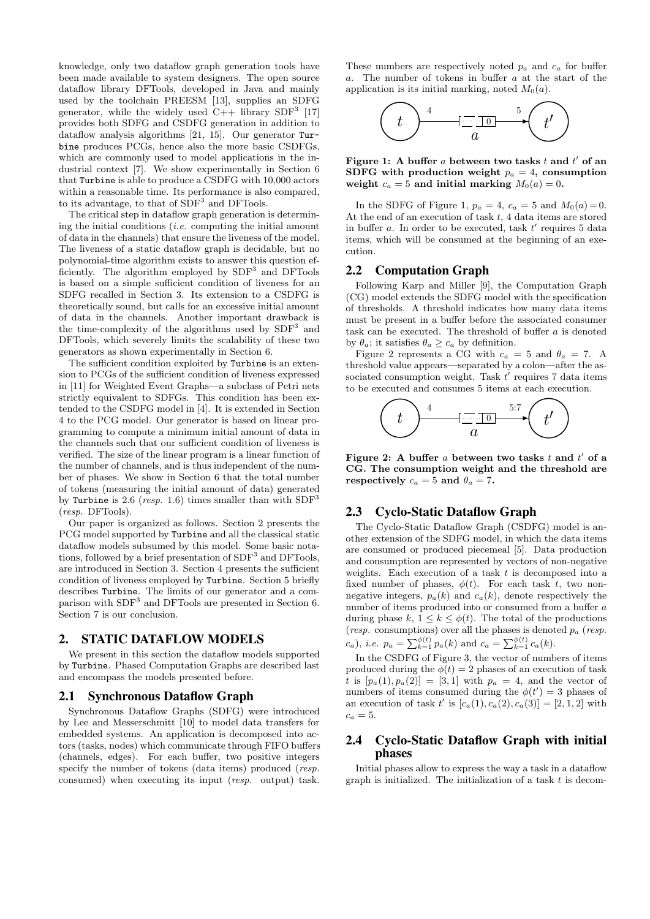knowledge, only two dataflow graph generation tools have been made available to system designers. The open source dataflow library DFTools, developed in Java and mainly used by the toolchain PREESM [13], supplies an SDFG generator, while the widely used C++ library SDF$^3$ [17] provides both SDFG and CSDFG generation in addition to dataflow analysis algorithms [21, 15]. Our generator `Turbine` produces PCGs, hence also the more basic CSDFGs, which are commonly used to model applications in the industrial context [7]. We show experimentally in Section 6 that `Turbine` is able to produce a CSDFG with 10,000 actors within a reasonable time. Its performance is also compared, to its advantage, to that of SDF$^3$ and DFTools.

The critical step in dataflow graph generation is determining the initial conditions (*i.e.* computing the initial amount of data in the channels) that ensure the liveness of the model. The liveness of a static dataflow graph is decidable, but no polynomial-time algorithm exists to answer this question efficiently. The algorithm employed by SDF$^3$ and DFTools is based on a simple sufficient condition of liveness for an SDFG recalled in Section 3. Its extension to a CSDFG is theoretically sound, but calls for an excessive initial amount of data in the channels. Another important drawback is the time-complexity of the algorithms used by SDF$^3$ and DFTools, which severely limits the scalability of these two generators as shown experimentally in Section 6.

The sufficient condition exploited by `Turbine` is an extension to PCGs of the sufficient condition of liveness expressed in [11] for Weighted Event Graphs—a subclass of Petri nets strictly equivalent to SDFGs. This condition has been extended to the CSDFG model in [4]. It is extended in Section 4 to the PCG model. Our generator is based on linear programming to compute a minimum initial amount of data in the channels such that our sufficient condition of liveness is verified. The size of the linear program is a linear function of the number of channels, and is thus independent of the number of phases. We show in Section 6 that the total number of tokens (measuring the initial amount of data) generated by `Turbine` is 2.6 (*resp.* 1.6) times smaller than with SDF$^3$ (*resp.* DFTools).

Our paper is organized as follows. Section 2 presents the PCG model supported by `Turbine` and all the classical static dataflow models subsumed by this model. Some basic notations, followed by a brief presentation of SDF$^3$ and DFTools, are introduced in Section 3. Section 4 presents the sufficient condition of liveness employed by `Turbine`. Section 5 briefly describes `Turbine`. The limits of our generator and a comparison with SDF$^3$ and DFTools are presented in Section 6. Section 7 is our conclusion.

## 2. STATIC DATAFLOW MODELS

We present in this section the dataflow models supported by `Turbine`. Phased Computation Graphs are described last and encompass the models presented before.

### 2.1 Synchronous Dataflow Graph

Synchronous Dataflow Graphs (SDFG) were introduced by Lee and Messerschmitt [10] to model data transfers for embedded systems. An application is decomposed into actors (tasks, nodes) which communicate through FIFO buffers (channels, edges). For each buffer, two positive integers specify the number of tokens (data items) produced (*resp.* consumed) when executing its input (*resp.* output) task. These numbers are respectively noted $p_a$ and $c_a$ for buffer $a$. The number of tokens in buffer $a$ at the start of the application is its initial marking, noted $M_0(a)$.

**Figure 1: A buffer $a$ between two tasks $t$ and $t'$ of an SDFG with production weight $p_a = 4$, consumption weight $c_a = 5$ and initial marking $M_0(a) = 0$.**

In the SDFG of Figure 1, $p_a = 4$, $c_a = 5$ and $M_0(a) = 0$. At the end of an execution of task $t$, 4 data items are stored in buffer $a$. In order to be executed, task $t'$ requires 5 data items, which will be consumed at the beginning of an execution.

### 2.2 Computation Graph

Following Karp and Miller [9], the Computation Graph (CG) model extends the SDFG model with the specification of thresholds. A threshold indicates how many data items must be present in a buffer before the associated consumer task can be executed. The threshold of buffer $a$ is denoted by $\theta_a$; it satisfies $\theta_a \geq c_a$ by definition.

Figure 2 represents a CG with $c_a = 5$ and $\theta_a = 7$. A threshold value appears—separated by a colon—after the associated consumption weight. Task $t'$ requires 7 data items to be executed and consumes 5 items at each execution.

**Figure 2: A buffer $a$ between two tasks $t$ and $t'$ of a CG. The consumption weight and the threshold are respectively $c_a = 5$ and $\theta_a = 7$.**

### 2.3 Cyclo-Static Dataflow Graph

The Cyclo-Static Dataflow Graph (CSDFG) model is another extension of the SDFG model, in which the data items are consumed or produced piecemeal [5]. Data production and consumption are represented by vectors of non-negative weights. Each execution of a task $t$ is decomposed into a fixed number of phases, $\phi(t)$. For each task $t$, two non-negative integers, $p_a(k)$ and $c_a(k)$, denote respectively the number of items produced into or consumed from a buffer $a$ during phase $k$, $1 \leq k \leq \phi(t)$. The total of the productions (*resp.* consumptions) over all the phases is denoted $p_a$ (*resp.* $c_a$), *i.e.* $p_a = \sum_{k=1}^{\phi(t)} p_a(k)$ and $c_a = \sum_{k=1}^{\phi(t)} c_a(k)$.

In the CSDFG of Figure 3, the vector of numbers of items produced during the $\phi(t) = 2$ phases of an execution of task $t$ is $[p_a(1), p_a(2)] = [3, 1]$ with $p_a = 4$, and the vector of numbers of items consumed during the $\phi(t') = 3$ phases of an execution of task $t'$ is $[c_a(1), c_a(2), c_a(3)] = [2, 1, 2]$ with $c_a = 5$.

### 2.4 Cyclo-Static Dataflow Graph with initial phases

Initial phases allow to express the way a task in a dataflow graph is initialized. The initialization of a task $t$ is decom-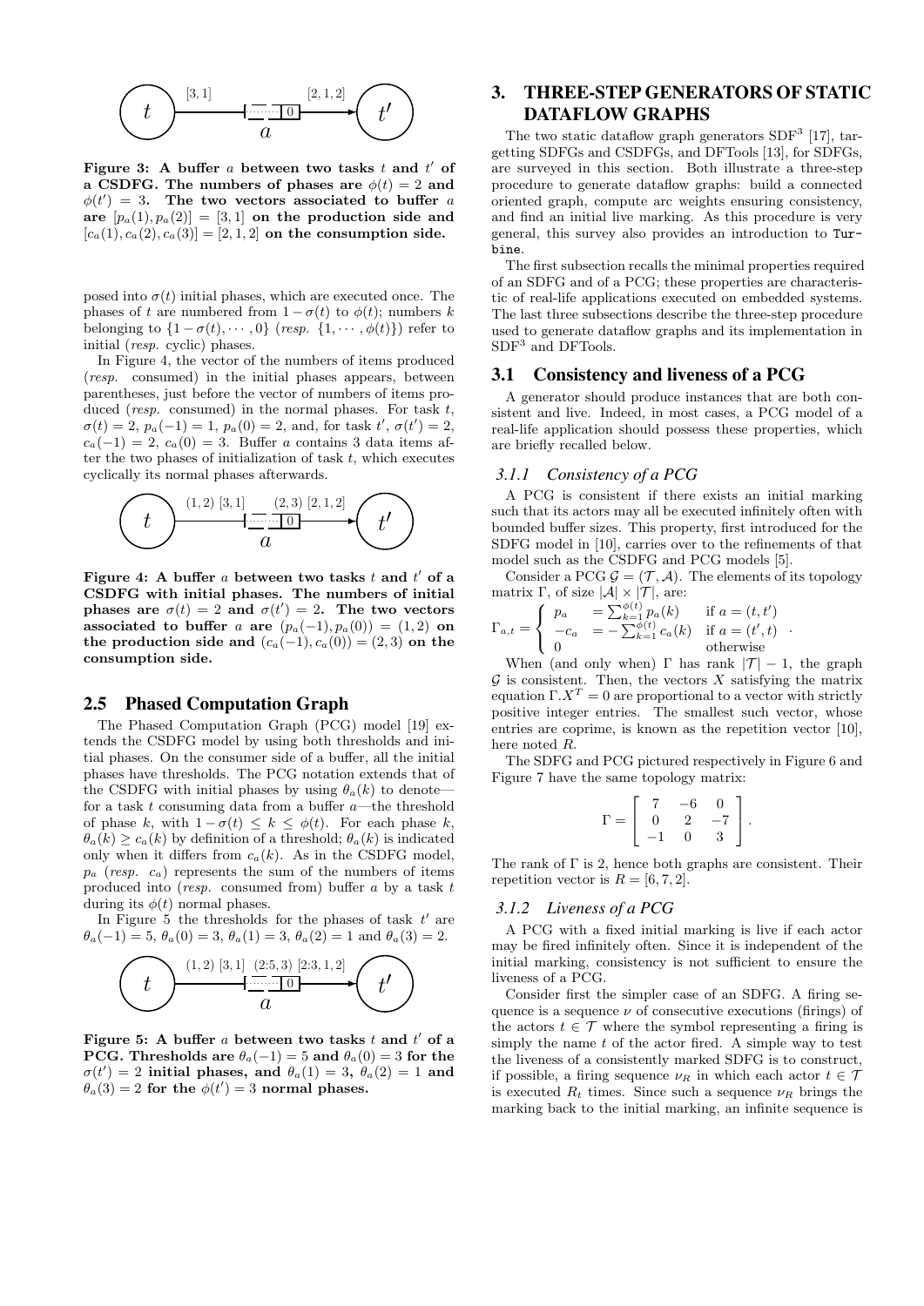Figure 3: A buffer $a$ between two tasks $t$ and $t'$ of a CSDFG. The numbers of phases are $\phi(t) = 2$ and $\phi(t') = 3$. The two vectors associated to buffer $a$ are $[p_a(1), p_a(2)] = [3, 1]$ on the production side and $[c_a(1), c_a(2), c_a(3)] = [2, 1, 2]$ on the consumption side.

posed into $\sigma(t)$ initial phases, which are executed once. The phases of $t$ are numbered from $1 - \sigma(t)$ to $\phi(t)$; numbers $k$ belonging to $\{1 - \sigma(t), \cdots, 0\}$ (*resp.* $\{1, \cdots, \phi(t)\}$) refer to initial (*resp.* cyclic) phases.

In Figure 4, the vector of the numbers of items produced (*resp.* consumed) in the initial phases appears, between parentheses, just before the vector of numbers of items produced (*resp.* consumed) in the normal phases. For task $t$, $\sigma(t) = 2$, $p_a(-1) = 1$, $p_a(0) = 2$, and, for task $t'$, $\sigma(t') = 2$, $c_a(-1) = 2$, $c_a(0) = 3$. Buffer $a$ contains 3 data items after the two phases of initialization of task $t$, which executes cyclically its normal phases afterwards.

Figure 4: A buffer $a$ between two tasks $t$ and $t'$ of a CSDFG with initial phases. The numbers of initial phases are $\sigma(t) = 2$ and $\sigma(t') = 2$. The two vectors associated to buffer $a$ are $(p_a(-1), p_a(0)) = (1, 2)$ on the production side and $(c_a(-1), c_a(0)) = (2, 3)$ on the consumption side.

## 2.5 Phased Computation Graph

The Phased Computation Graph (PCG) model [19] extends the CSDFG model by using both thresholds and initial phases. On the consumer side of a buffer, all the initial phases have thresholds. The PCG notation extends that of the CSDFG with initial phases by using $\theta_a(k)$ to denote—for a task $t$ consuming data from a buffer $a$—the threshold of phase $k$, with $1 - \sigma(t) \leq k \leq \phi(t)$. For each phase $k$, $\theta_a(k) \geq c_a(k)$ by definition of a threshold; $\theta_a(k)$ is indicated only when it differs from $c_a(k)$. As in the CSDFG model, $p_a$ (*resp.* $c_a$) represents the sum of the numbers of items produced into (*resp.* consumed from) buffer $a$ by a task $t$ during its $\phi(t)$ normal phases.

In Figure 5 the thresholds for the phases of task $t'$ are $\theta_a(-1) = 5$, $\theta_a(0) = 3$, $\theta_a(1) = 3$, $\theta_a(2) = 1$ and $\theta_a(3) = 2$.

Figure 5: A buffer $a$ between two tasks $t$ and $t'$ of a PCG. Thresholds are $\theta_a(-1) = 5$ and $\theta_a(0) = 3$ for the $\sigma(t') = 2$ initial phases, and $\theta_a(1) = 3$, $\theta_a(2) = 1$ and $\theta_a(3) = 2$ for the $\phi(t') = 3$ normal phases.

# 3. THREE-STEP GENERATORS OF STATIC DATAFLOW GRAPHS

The two static dataflow graph generators SDF[3] [17], targetting SDFGs and CSDFGs, and DFTools [13], for SDFGs, are surveyed in this section. Both illustrate a three-step procedure to generate dataflow graphs: build a connected oriented graph, compute arc weights ensuring consistency, and find an initial live marking. As this procedure is very general, this survey also provides an introduction to `Turbine`.

The first subsection recalls the minimal properties required of an SDFG and of a PCG; these properties are characteristic of real-life applications executed on embedded systems. The last three subsections describe the three-step procedure used to generate dataflow graphs and its implementation in SDF[3] and DFTools.

## 3.1 Consistency and liveness of a PCG

A generator should produce instances that are both consistent and live. Indeed, in most cases, a PCG model of a real-life application should possess these properties, which are briefly recalled below.

### 3.1.1 Consistency of a PCG

A PCG is consistent if there exists an initial marking such that its actors may all be executed infinitely often with bounded buffer sizes. This property, first introduced for the SDFG model in [10], carries over to the refinements of that model such as the CSDFG and PCG models [5].

Consider a PCG $\mathcal{G} = (\mathcal{T}, \mathcal{A})$. The elements of its topology matrix $\Gamma$, of size $|\mathcal{A}| \times |\mathcal{T}|$, are:

$$\Gamma_{a,t} = \begin{cases} p_a & = \sum_{k=1}^{\phi(t)} p_a(k) & \text{if } a = (t, t') \\ -c_a & = -\sum_{k=1}^{\phi(t)} c_a(k) & \text{if } a = (t', t) \\ 0 & & \text{otherwise} \end{cases}.$$

When (and only when) $\Gamma$ has rank $|\mathcal{T}| - 1$, the graph $\mathcal{G}$ is consistent. Then, the vectors $X$ satisfying the matrix equation $\Gamma.X^T = 0$ are proportional to a vector with strictly positive integer entries. The smallest such vector, whose entries are coprime, is known as the repetition vector [10], here noted $R$.

The SDFG and PCG pictured respectively in Figure 6 and Figure 7 have the same topology matrix:

$$\Gamma = \begin{bmatrix} 7 & -6 & 0 \\ 0 & 2 & -7 \\ -1 & 0 & 3 \end{bmatrix}.$$

The rank of $\Gamma$ is 2, hence both graphs are consistent. Their repetition vector is $R = [6, 7, 2]$.

### 3.1.2 Liveness of a PCG

A PCG with a fixed initial marking is live if each actor may be fired infinitely often. Since it is independent of the initial marking, consistency is not sufficient to ensure the liveness of a PCG.

Consider first the simpler case of an SDFG. A firing sequence is a sequence $\nu$ of consecutive executions (firings) of the actors $t \in \mathcal{T}$ where the symbol representing a firing is simply the name $t$ of the actor fired. A simple way to test the liveness of a consistently marked SDFG is to construct, if possible, a firing sequence $\nu_R$ in which each actor $t \in \mathcal{T}$ is executed $R_t$ times. Since such a sequence $\nu_R$ brings the marking back to the initial marking, an infinite sequence is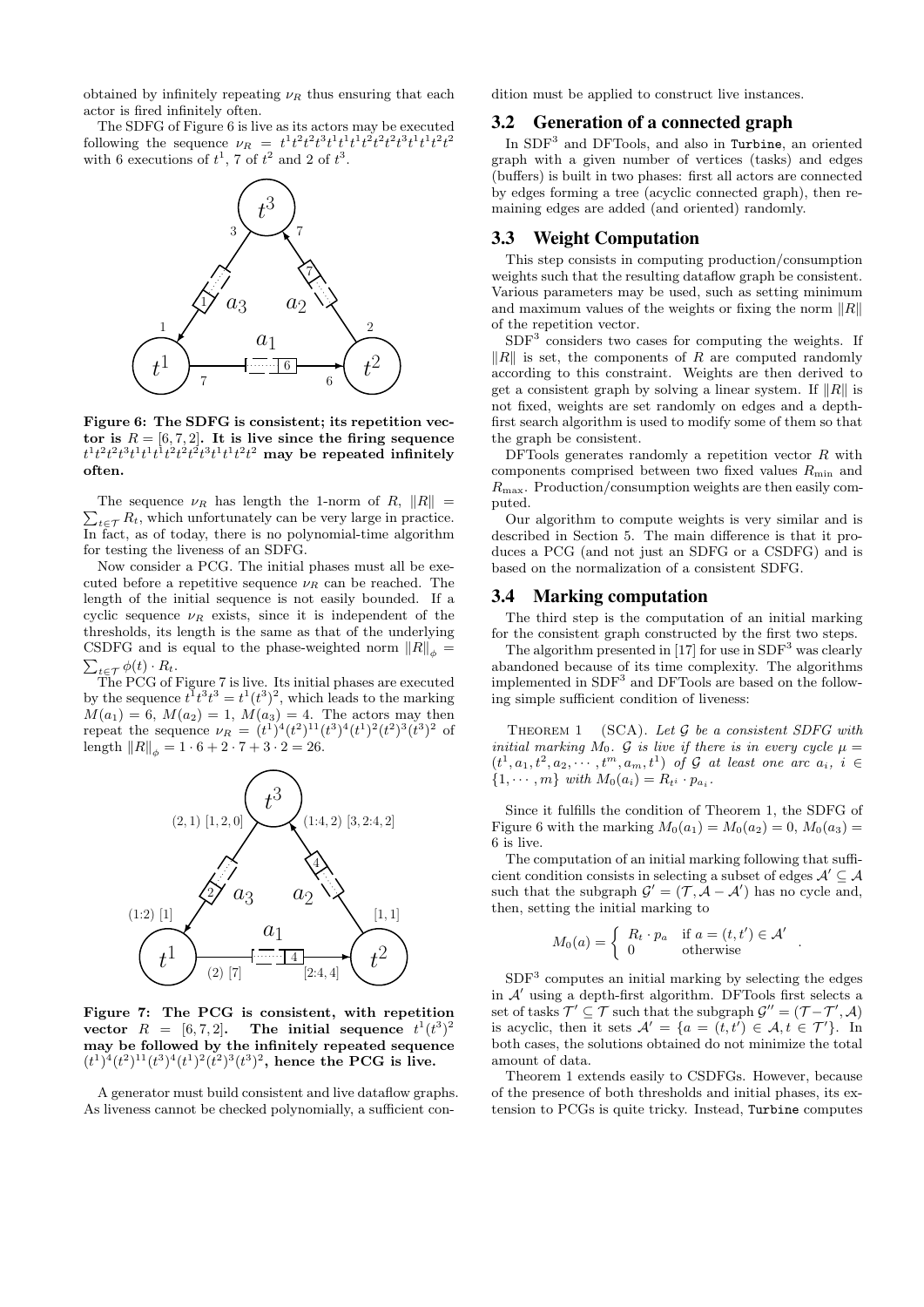obtained by infinitely repeating $\nu_R$ thus ensuring that each actor is fired infinitely often.

The SDFG of Figure 6 is live as its actors may be executed following the sequence $\nu_R = t^1t^2t^2t^3t^1t^1t^1t^2t^2t^2t^3t^1t^1t^2t^2$ with 6 executions of $t^1$, 7 of $t^2$ and 2 of $t^3$.

**Figure 6: The SDFG is consistent; its repetition vector is $R = [6, 7, 2]$. It is live since the firing sequence $t^1t^2t^2t^3t^1t^1t^1t^2t^2t^2t^3t^1t^1t^2t^2$ may be repeated infinitely often.**

The sequence $\nu_R$ has length the 1-norm of $R$, $\|R\| = \sum_{t\in\mathcal{T}} R_t$, which unfortunately can be very large in practice. In fact, as of today, there is no polynomial-time algorithm for testing the liveness of an SDFG.

Now consider a PCG. The initial phases must all be executed before a repetitive sequence $\nu_R$ can be reached. The length of the initial sequence is not easily bounded. If a cyclic sequence $\nu_R$ exists, since it is independent of the thresholds, its length is the same as that of the underlying CSDFG and is equal to the phase-weighted norm $\|R\|_\phi = \sum_{t\in\mathcal{T}} \phi(t) \cdot R_t$.

The PCG of Figure 7 is live. Its initial phases are executed by the sequence $t^1t^3t^3 = t^1(t^3)^2$, which leads to the marking $M(a_1) = 6$, $M(a_2) = 1$, $M(a_3) = 4$. The actors may then repeat the sequence $\nu_R = (t^1)^4(t^2)^{11}(t^3)^4(t^1)^2(t^2)^3(t^3)^2$ of length $\|R\|_\phi = 1 \cdot 6 + 2 \cdot 7 + 3 \cdot 2 = 26$.

**Figure 7: The PCG is consistent, with repetition vector $R = [6, 7, 2]$. The initial sequence $t^1(t^3)^2$ may be followed by the infinitely repeated sequence $(t^1)^4(t^2)^{11}(t^3)^4(t^1)^2(t^2)^3(t^3)^2$, hence the PCG is live.**

A generator must build consistent and live dataflow graphs. As liveness cannot be checked polynomially, a sufficient condition must be applied to construct live instances.

## 3.2 Generation of a connected graph

In SDF$^3$ and DFTools, and also in `Turbine`, an oriented graph with a given number of vertices (tasks) and edges (buffers) is built in two phases: first all actors are connected by edges forming a tree (acyclic connected graph), then remaining edges are added (and oriented) randomly.

## 3.3 Weight Computation

This step consists in computing production/consumption weights such that the resulting dataflow graph be consistent. Various parameters may be used, such as setting minimum and maximum values of the weights or fixing the norm $\|R\|$ of the repetition vector.

SDF$^3$ considers two cases for computing the weights. If $\|R\|$ is set, the components of $R$ are computed randomly according to this constraint. Weights are then derived to get a consistent graph by solving a linear system. If $\|R\|$ is not fixed, weights are set randomly on edges and a depth-first search algorithm is used to modify some of them so that the graph be consistent.

DFTools generates randomly a repetition vector $R$ with components comprised between two fixed values $R_{\min}$ and $R_{\max}$. Production/consumption weights are then easily computed.

Our algorithm to compute weights is very similar and is described in Section 5. The main difference is that it produces a PCG (and not just an SDFG or a CSDFG) and is based on the normalization of a consistent SDFG.

## 3.4 Marking computation

The third step is the computation of an initial marking for the consistent graph constructed by the first two steps.

The algorithm presented in [17] for use in SDF$^3$ was clearly abandoned because of its time complexity. The algorithms implemented in SDF$^3$ and DFTools are based on the following simple sufficient condition of liveness:

Theorem 1 (SCA). *Let $\mathcal{G}$ be a consistent SDFG with initial marking $M_0$. $\mathcal{G}$ is live if there is in every cycle $\mu = (t^1, a_1, t^2, a_2, \cdots, t^m, a_m, t^1)$ of $\mathcal{G}$ at least one arc $a_i$, $i \in \{1, \cdots, m\}$ with $M_0(a_i) = R_{t^i} \cdot p_{a_i}$.*

Since it fulfills the condition of Theorem 1, the SDFG of Figure 6 with the marking $M_0(a_1) = M_0(a_2) = 0$, $M_0(a_3) = 6$ is live.

The computation of an initial marking following that sufficient condition consists in selecting a subset of edges $\mathcal{A}' \subseteq \mathcal{A}$ such that the subgraph $\mathcal{G}' = (\mathcal{T}, \mathcal{A} - \mathcal{A}')$ has no cycle and, then, setting the initial marking to

$$M_0(a) = \begin{cases} R_t \cdot p_a & \text{if } a = (t, t') \in \mathcal{A}' \\ 0 & \text{otherwise} \end{cases}.$$

SDF$^3$ computes an initial marking by selecting the edges in $\mathcal{A}'$ using a depth-first algorithm. DFTools first selects a set of tasks $\mathcal{T}' \subseteq \mathcal{T}$ such that the subgraph $\mathcal{G}'' = (\mathcal{T} - \mathcal{T}', \mathcal{A})$ is acyclic, then it sets $\mathcal{A}' = \{a = (t, t') \in \mathcal{A}, t \in \mathcal{T}'\}$. In both cases, the solutions obtained do not minimize the total amount of data.

Theorem 1 extends easily to CSDFGs. However, because of the presence of both thresholds and initial phases, its extension to PCGs is quite tricky. Instead, `Turbine` computes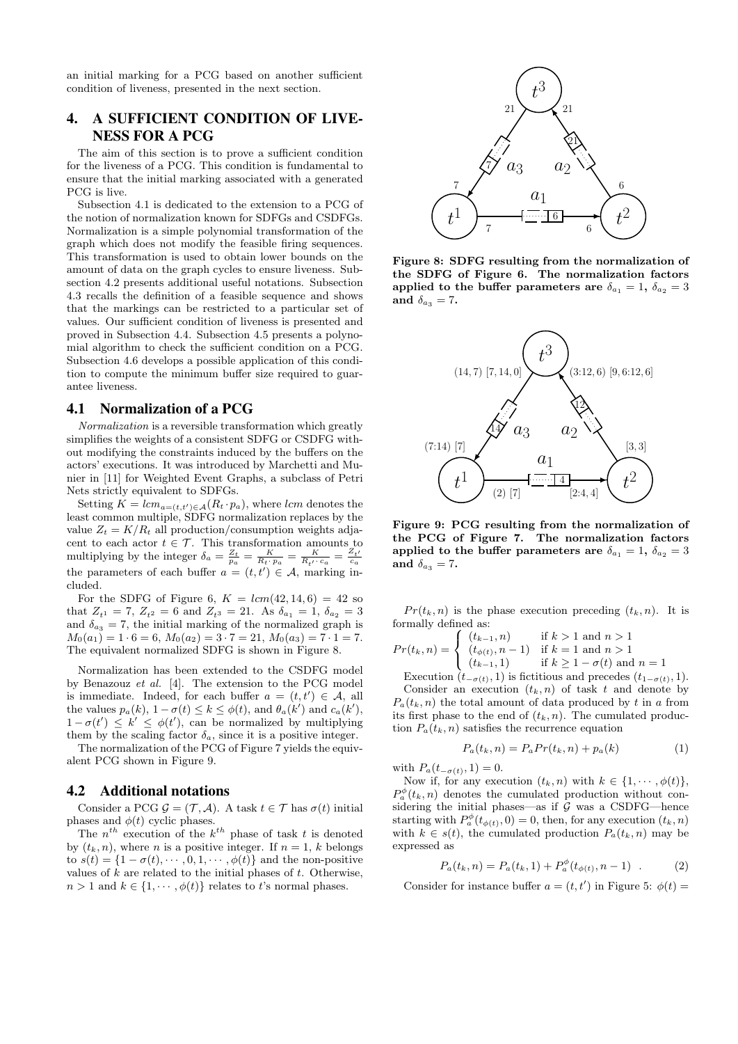an initial marking for a PCG based on another sufficient condition of liveness, presented in the next section.

## 4. A SUFFICIENT CONDITION OF LIVENESS FOR A PCG

The aim of this section is to prove a sufficient condition for the liveness of a PCG. This condition is fundamental to ensure that the initial marking associated with a generated PCG is live.

Subsection 4.1 is dedicated to the extension to a PCG of the notion of normalization known for SDFGs and CSDFGs. Normalization is a simple polynomial transformation of the graph which does not modify the feasible firing sequences. This transformation is used to obtain lower bounds on the amount of data on the graph cycles to ensure liveness. Subsection 4.2 presents additional useful notations. Subsection 4.3 recalls the definition of a feasible sequence and shows that the markings can be restricted to a particular set of values. Our sufficient condition of liveness is presented and proved in Subsection 4.4. Subsection 4.5 presents a polynomial algorithm to check the sufficient condition on a PCG. Subsection 4.6 develops a possible application of this condition to compute the minimum buffer size required to guarantee liveness.

### 4.1 Normalization of a PCG

*Normalization* is a reversible transformation which greatly simplifies the weights of a consistent SDFG or CSDFG without modifying the constraints induced by the buffers on the actors' executions. It was introduced by Marchetti and Munier in [11] for Weighted Event Graphs, a subclass of Petri Nets strictly equivalent to SDFGs.

Setting $K = lcm_{a=(t,t')\in\mathcal{A}}(R_t \cdot p_a)$, where $lcm$ denotes the least common multiple, SDFG normalization replaces by the value $Z_t = K/R_t$ all production/consumption weights adjacent to each actor $t \in \mathcal{T}$. This transformation amounts to multiplying by the integer $\delta_a = \frac{Z_t}{p_a} = \frac{K}{R_t \cdot p_a} = \frac{K}{R_{t'} \cdot c_a} = \frac{Z_{t'}}{c_a}$ the parameters of each buffer $a = (t,t') \in \mathcal{A}$, marking included.

For the SDFG of Figure 6, $K = lcm(42, 14, 6) = 42$ so that $Z_{t^1} = 7$, $Z_{t^2} = 6$ and $Z_{t^3} = 21$. As $\delta_{a_1} = 1$, $\delta_{a_2} = 3$ and $\delta_{a_3} = 7$, the initial marking of the normalized graph is $M_0(a_1) = 1 \cdot 6 = 6$, $M_0(a_2) = 3 \cdot 7 = 21$, $M_0(a_3) = 7 \cdot 1 = 7$. The equivalent normalized SDFG is shown in Figure 8.

Normalization has been extended to the CSDFG model by Benazouz *et al.* [4]. The extension to the PCG model is immediate. Indeed, for each buffer $a = (t,t') \in \mathcal{A}$, all the values $p_a(k)$, $1 - \sigma(t) \leq k \leq \phi(t)$, and $\theta_a(k')$ and $c_a(k')$, $1 - \sigma(t') \leq k' \leq \phi(t')$, can be normalized by multiplying them by the scaling factor $\delta_a$, since it is a positive integer.

The normalization of the PCG of Figure 7 yields the equivalent PCG shown in Figure 9.

### 4.2 Additional notations

Consider a PCG $\mathcal{G} = (\mathcal{T}, \mathcal{A})$. A task $t \in \mathcal{T}$ has $\sigma(t)$ initial phases and $\phi(t)$ cyclic phases.

The $n^{th}$ execution of the $k^{th}$ phase of task $t$ is denoted by $(t_k, n)$, where $n$ is a positive integer. If $n = 1$, $k$ belongs to $s(t) = \{1 - \sigma(t), \cdots, 0, 1, \cdots, \phi(t)\}$ and the non-positive values of $k$ are related to the initial phases of $t$. Otherwise, $n > 1$ and $k \in \{1, \cdots, \phi(t)\}$ relates to $t$'s normal phases.

Figure 8: SDFG resulting from the normalization of the SDFG of Figure 6. The normalization factors applied to the buffer parameters are $\delta_{a_1} = 1$, $\delta_{a_2} = 3$ and $\delta_{a_3} = 7$.

Figure 9: PCG resulting from the normalization of the PCG of Figure 7. The normalization factors applied to the buffer parameters are $\delta_{a_1} = 1$, $\delta_{a_2} = 3$ and $\delta_{a_3} = 7$.

$Pr(t_k, n)$ is the phase execution preceding $(t_k, n)$. It is formally defined as:

$$Pr(t_k, n) = \begin{cases} (t_{k-1}, n) & \text{if } k > 1 \text{ and } n > 1 \\ (t_{\phi(t)}, n-1) & \text{if } k = 1 \text{ and } n > 1 \\ (t_{k-1}, 1) & \text{if } k \geq 1 - \sigma(t) \text{ and } n = 1 \end{cases}$$

Execution $(t_{-\sigma(t)}, 1)$ is fictitious and precedes $(t_{1-\sigma(t)}, 1)$.

Consider an execution $(t_k, n)$ of task $t$ and denote by $P_a(t_k, n)$ the total amount of data produced by $t$ in $a$ from its first phase to the end of $(t_k, n)$. The cumulated production $P_a(t_k, n)$ satisfies the recurrence equation

$$P_a(t_k, n) = P_a Pr(t_k, n) + p_a(k) \tag{1}$$

with $P_a(t_{-\sigma(t)}, 1) = 0$.

Now if, for any execution $(t_k, n)$ with $k \in \{1, \cdots, \phi(t)\}$, $P_a^{\phi}(t_k, n)$ denotes the cumulated production without considering the initial phases—as if $\mathcal{G}$ was a CSDFG—hence starting with $P_a^{\phi}(t_{\phi(t)}, 0) = 0$, then, for any execution $(t_k, n)$ with $k \in s(t)$, the cumulated production $P_a(t_k, n)$ may be expressed as

$$P_a(t_k, n) = P_a(t_k, 1) + P_a^{\phi}(t_{\phi(t)}, n-1) \quad . \tag{2}$$

Consider for instance buffer $a = (t, t')$ in Figure 5: $\phi(t) =$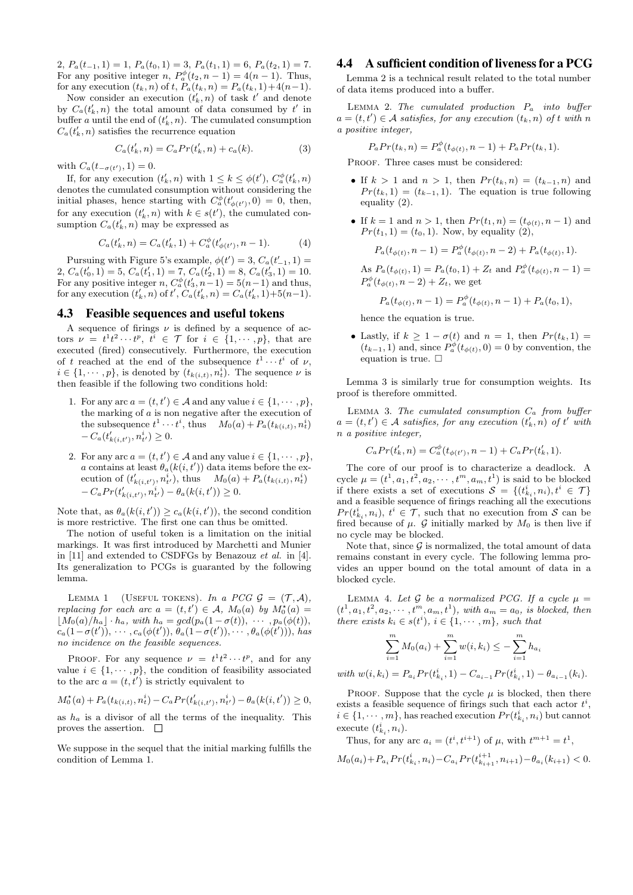2, $P_a(t_{-1}, 1) = 1$, $P_a(t_0, 1) = 3$, $P_a(t_1, 1) = 6$, $P_a(t_2, 1) = 7$. For any positive integer $n$, $P^{\phi}_a(t_2, n-1) = 4(n-1)$. Thus, for any execution $(t_k, n)$ of $t$, $P_a(t_k, n) = P_a(t_k, 1) + 4(n-1)$.

Now consider an execution $(t'_k, n)$ of task $t'$ and denote by $C_a(t'_k, n)$ the total amount of data consumed by $t'$ in buffer $a$ until the end of $(t'_k, n)$. The cumulated consumption $C_a(t'_k, n)$ satisfies the recurrence equation

$$C_a(t'_k, n) = C_a Pr(t'_k, n) + c_a(k). \quad (3)$$

with $C_a(t_{-\sigma(t')}, 1) = 0$.

If, for any execution $(t'_k, n)$ with $1 \le k \le \phi(t')$, $C^{\phi}_a(t'_k, n)$ denotes the cumulated consumption without considering the initial phases, hence starting with $C^{\phi}_a(t'_{\phi(t')}, 0) = 0$, then, for any execution $(t'_k, n)$ with $k \in s(t')$, the cumulated consumption $C_a(t'_k, n)$ may be expressed as

$$C_a(t'_k, n) = C_a(t'_k, 1) + C^{\phi}_a(t'_{\phi(t')}, n-1). \quad (4)$$

Pursuing with Figure 5's example, $\phi(t') = 3$, $C_a(t'_{-1}, 1) = 2$, $C_a(t'_0, 1) = 5$, $C_a(t'_1, 1) = 7$, $C_a(t'_2, 1) = 8$, $C_a(t'_3, 1) = 10$. For any positive integer $n$, $C^{\phi}_a(t'_3, n-1) = 5(n-1)$ and thus, for any execution $(t'_k, n)$ of $t'$, $C_a(t'_k, n) = C_a(t'_k, 1) + 5(n-1)$.

## 4.3 Feasible sequences and useful tokens

A sequence of firings $\nu$ is defined by a sequence of actors $\nu = t^1 t^2 \cdots t^p$, $t^i \in \mathcal{T}$ for $i \in \{1, \cdots, p\}$, that are executed (fired) consecutively. Furthermore, the execution of $t$ reached at the end of the subsequence $t^1 \cdots t^i$ of $\nu$, $i \in \{1, \cdots, p\}$, is denoted by $(t_{k(i,t)}, n^i_t)$. The sequence $\nu$ is then feasible if the following two conditions hold:

1. For any arc $a = (t, t') \in \mathcal{A}$ and any value $i \in \{1, \cdots, p\}$, the marking of $a$ is non negative after the execution of the subsequence $t^1 \cdots t^i$, thus $M_0(a) + P_a(t_{k(i,t)}, n^i_t) - C_a(t'_{k(i,t')}, n^i_{t'}) \ge 0$.
2. For any arc $a = (t, t') \in \mathcal{A}$ and any value $i \in \{1, \cdots, p\}$, $a$ contains at least $\theta_a(k(i, t'))$ data items before the execution of $(t'_{k(i,t')}, n^i_{t'})$, thus $M_0(a) + P_a(t_{k(i,t)}, n^i_t) - C_a Pr(t'_{k(i,t')}, n^i_{t'}) - \theta_a(k(i, t')) \ge 0$.

Note that, as $\theta_a(k(i, t')) \ge c_a(k(i, t'))$, the second condition is more restrictive. The first one can thus be omitted.

The notion of useful token is a limitation on the initial markings. It was first introduced by Marchetti and Munier in [11] and extended to CSDFGs by Benazouz *et al.* in [4]. Its generalization to PCGs is guaranted by the following lemma.

Lemma 1 (Useful tokens). *In a PCG $\mathcal{G} = (\mathcal{T}, \mathcal{A})$, replacing for each arc $a = (t, t') \in \mathcal{A}$, $M_0(a)$ by $M^{\star}_0(a) = \lfloor M_0(a)/h_a \rfloor \cdot h_a$, with $h_a = gcd(p_a(1-\sigma(t)), \cdots, p_a(\phi(t)), c_a(1-\sigma(t')), \cdots, c_a(\phi(t')), \theta_a(1-\sigma(t')), \cdots, \theta_a(\phi(t')))$, has no incidence on the feasible sequences.*

Proof. For any sequence $\nu = t^1 t^2 \cdots t^p$, and for any value $i \in \{1, \cdots, p\}$, the condition of feasibility associated to the arc $a = (t, t')$ is strictly equivalent to

$$M^{\star}_0(a) + P_a(t_{k(i,t)}, n^i_t) - C_a Pr(t'_{k(i,t')}, n^i_{t'}) - \theta_a(k(i, t')) \ge 0,$$

as $h_a$ is a divisor of all the terms of the inequality. This proves the assertion. $\square$

We suppose in the sequel that the initial marking fulfills the condition of Lemma 1.

## 4.4 A sufficient condition of liveness for a PCG

Lemma 2 is a technical result related to the total number of data items produced into a buffer.

Lemma 2. *The cumulated production $P_a$ into buffer $a = (t, t') \in \mathcal{A}$ satisfies, for any execution $(t_k, n)$ of $t$ with $n$ a positive integer,*

$$P_a Pr(t_k, n) = P^{\phi}_a(t_{\phi(t)}, n-1) + P_a Pr(t_k, 1).$$

Proof. Three cases must be considered:

- If $k > 1$ and $n > 1$, then $Pr(t_k, n) = (t_{k-1}, n)$ and $Pr(t_k, 1) = (t_{k-1}, 1)$. The equation is true following equality (2).
- If $k = 1$ and $n > 1$, then $Pr(t_1, n) = (t_{\phi(t)}, n-1)$ and $Pr(t_1, 1) = (t_0, 1)$. Now, by equality (2),

  $$P_a(t_{\phi(t)}, n-1) = P^{\phi}_a(t_{\phi(t)}, n-2) + P_a(t_{\phi(t)}, 1).$$

  As $P_a(t_{\phi(t)}, 1) = P_a(t_0, 1) + Z_t$ and $P^{\phi}_a(t_{\phi(t)}, n-1) = P^{\phi}_a(t_{\phi(t)}, n-2) + Z_t$, we get

  $$P_a(t_{\phi(t)}, n-1) = P^{\phi}_a(t_{\phi(t)}, n-1) + P_a(t_0, 1),$$

  hence the equation is true.
- Lastly, if $k \ge 1 - \sigma(t)$ and $n = 1$, then $Pr(t_k, 1) = (t_{k-1}, 1)$ and, since $P^{\phi}_a(t_{\phi(t)}, 0) = 0$ by convention, the equation is true. $\square$

Lemma 3 is similarly true for consumption weights. Its proof is therefore ommitted.

Lemma 3. *The cumulated consumption $C_a$ from buffer $a = (t, t') \in \mathcal{A}$ satisfies, for any execution $(t'_k, n)$ of $t'$ with $n$ a positive integer,*

$$C_a Pr(t'_k, n) = C^{\phi}_a(t_{\phi(t')}, n-1) + C_a Pr(t'_k, 1).$$

The core of our proof is to characterize a deadlock. A cycle $\mu = (t^1, a_1, t^2, a_2, \cdots, t^m, a_m, t^1)$ is said to be blocked if there exists a set of executions $\mathcal{S} = \{(t^i_{k_i}, n_i), t^i \in \mathcal{T}\}$ and a feasible sequence of firings reaching all the executions $Pr(t^i_{k_i}, n_i)$, $t^i \in \mathcal{T}$, such that no execution from $\mathcal{S}$ can be fired because of $\mu$. $\mathcal{G}$ initially marked by $M_0$ is then live if no cycle may be blocked.

Note that, since $\mathcal{G}$ is normalized, the total amount of data remains constant in every cycle. The following lemma provides an upper bound on the total amount of data in a blocked cycle.

Lemma 4. *Let $\mathcal{G}$ be a normalized PCG. If a cycle $\mu = (t^1, a_1, t^2, a_2, \cdots, t^m, a_m, t^1)$, with $a_m = a_0$, is blocked, then there exists $k_i \in s(t^i)$, $i \in \{1, \cdots, m\}$, such that*

$$\sum_{i=1}^{m} M_0(a_i) + \sum_{i=1}^{m} w(i, k_i) \le -\sum_{i=1}^{m} h_{a_i}$$

*with $w(i, k_i) = P_{a_i} Pr(t^i_{k_i}, 1) - C_{a_{i-1}} Pr(t^i_{k_i}, 1) - \theta_{a_{i-1}}(k_i)$.*

Proof. Suppose that the cycle $\mu$ is blocked, then there exists a feasible sequence of firings such that each actor $t^i$, $i \in \{1, \cdots, m\}$, has reached execution $Pr(t^i_{k_i}, n_i)$ but cannot execute $(t^i_{k_i}, n_i)$.

Thus, for any arc $a_i = (t^i, t^{i+1})$ of $\mu$, with $t^{m+1} = t^1$,

$$M_0(a_i) + P_{a_i} Pr(t^i_{k_i}, n_i) - C_{a_i} Pr(t^{i+1}_{k_{i+1}}, n_{i+1}) - \theta_{a_i}(k_{i+1}) < 0.$$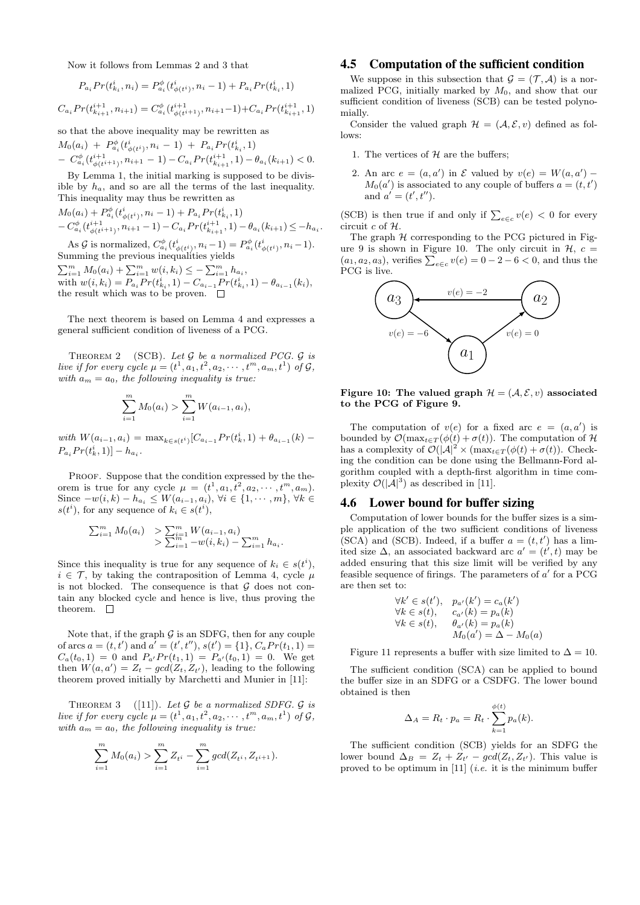Now it follows from Lemmas 2 and 3 that

$$P_{a_i}Pr(t^i_{k_i}, n_i) = P^{\phi}_{a_i}(t^i_{\phi(t^i)}, n_i - 1) + P_{a_i}Pr(t^i_{k_i}, 1)$$

$$C_{a_i}Pr(t^{i+1}_{k_{i+1}}, n_{i+1}) = C^{\phi}_{a_i}(t^{i+1}_{\phi(t^{i+1})}, n_{i+1}-1) + C_{a_i}Pr(t^{i+1}_{k_{i+1}}, 1)$$

so that the above inequality may be rewritten as

$$M_0(a_i) + P^{\phi}_{a_i}(t^i_{\phi(t^i)}, n_i - 1) + P_{a_i}Pr(t^i_{k_i}, 1) - C^{\phi}_{a_i}(t^{i+1}_{\phi(t^{i+1})}, n_{i+1} - 1) - C_{a_i}Pr(t^{i+1}_{k_{i+1}}, 1) - \theta_{a_i}(k_{i+1}) < 0.$$

By Lemma 1, the initial marking is supposed to be divisible by $h_a$, and so are all the terms of the last inequality. This inequality may thus be rewritten as

$$M_0(a_i) + P^{\phi}_{a_i}(t^i_{\phi(t^i)}, n_i - 1) + P_{a_i}Pr(t^i_{k_i}, 1) - C^{\phi}_{a_i}(t^{i+1}_{\phi(t^{i+1})}, n_{i+1} - 1) - C_{a_i}Pr(t^{i+1}_{k_{i+1}}, 1) - \theta_{a_i}(k_{i+1}) \leq -h_{a_i}.$$

As $\mathcal{G}$ is normalized, $C^{\phi}_{a_i}(t^i_{\phi(t^i)}, n_i - 1) = P^{\phi}_{a_i}(t^i_{\phi(t^i)}, n_i - 1)$. Summing the previous inequalities yields
$\sum_{i=1}^{m} M_0(a_i) + \sum_{i=1}^{m} w(i, k_i) \leq -\sum_{i=1}^{m} h_{a_i}$,
with $w(i, k_i) = P_{a_i}Pr(t^i_{k_i}, 1) - C_{a_{i-1}}Pr(t^i_{k_i}, 1) - \theta_{a_{i-1}}(k_i)$, the result which was to be proven. □

The next theorem is based on Lemma 4 and expresses a general sufficient condition of liveness of a PCG.

THEOREM 2 (SCB). *Let $\mathcal{G}$ be a normalized PCG. $\mathcal{G}$ is live if for every cycle $\mu = (t^1, a_1, t^2, a_2, \cdots, t^m, a_m, t^1)$ of $\mathcal{G}$, with $a_m = a_0$, the following inequality is true:*

$$\sum_{i=1}^{m} M_0(a_i) > \sum_{i=1}^{m} W(a_{i-1}, a_i),$$

*with* $W(a_{i-1}, a_i) = \max_{k \in s(t^i)}[C_{a_{i-1}}Pr(t^i_k, 1) + \theta_{a_{i-1}}(k) - P_{a_i}Pr(t^i_k, 1)] - h_{a_i}$.

PROOF. Suppose that the condition expressed by the theorem is true for any cycle $\mu = (t^1, a_1, t^2, a_2, \cdots, t^m, a_m)$. Since $-w(i, k) - h_{a_i} \leq W(a_{i-1}, a_i)$, $\forall i \in \{1, \cdots, m\}$, $\forall k \in s(t^i)$, for any sequence of $k_i \in s(t^i)$,

$$\begin{aligned}\sum_{i=1}^{m} M_0(a_i) &> \sum_{i=1}^{m} W(a_{i-1}, a_i)\\ &> \sum_{i=1}^{m} -w(i, k_i) - \sum_{i=1}^{m} h_{a_i}.\end{aligned}$$

Since this inequality is true for any sequence of $k_i \in s(t^i)$, $i \in \mathcal{T}$, by taking the contraposition of Lemma 4, cycle $\mu$ is not blocked. The consequence is that $\mathcal{G}$ does not contain any blocked cycle and hence is live, thus proving the theorem. □

Note that, if the graph $\mathcal{G}$ is an SDFG, then for any couple of arcs $a = (t, t')$ and $a' = (t', t'')$, $s(t') = \{1\}$, $C_aPr(t_1, 1) = C_a(t_0, 1) = 0$ and $P_{a'}Pr(t_1, 1) = P_{a'}(t_0, 1) = 0$. We get then $W(a, a') = Z_t - gcd(Z_t, Z_{t'})$, leading to the following theorem proved initially by Marchetti and Munier in [11]:

THEOREM 3 ([11]). *Let $\mathcal{G}$ be a normalized SDFG. $\mathcal{G}$ is live if for every cycle $\mu = (t^1, a_1, t^2, a_2, \cdots, t^m, a_m, t^1)$ of $\mathcal{G}$, with $a_m = a_0$, the following inequality is true:*

$$\sum_{i=1}^{m} M_0(a_i) > \sum_{i=1}^{m} Z_{t^i} - \sum_{i=1}^{m} gcd(Z_{t^i}, Z_{t^{i+1}}).$$

## 4.5 Computation of the sufficient condition

We suppose in this subsection that $\mathcal{G} = (\mathcal{T}, \mathcal{A})$ is a normalized PCG, initially marked by $M_0$, and show that our sufficient condition of liveness (SCB) can be tested polynomially.

Consider the valued graph $\mathcal{H} = (\mathcal{A}, \mathcal{E}, v)$ defined as follows:

1. The vertices of $\mathcal{H}$ are the buffers;
2. An arc $e = (a, a')$ in $\mathcal{E}$ valued by $v(e) = W(a, a') - M_0(a')$ is associated to any couple of buffers $a = (t, t')$ and $a' = (t', t'')$.

(SCB) is then true if and only if $\sum_{e \in c} v(e) < 0$ for every circuit $c$ of $\mathcal{H}$.

The graph $\mathcal{H}$ corresponding to the PCG pictured in Figure 9 is shown in Figure 10. The only circuit in $\mathcal{H}$, $c = (a_1, a_2, a_3)$, verifies $\sum_{e \in c} v(e) = 0 - 2 - 6 < 0$, and thus the PCG is live.

**Figure 10: The valued graph $\mathcal{H} = (\mathcal{A}, \mathcal{E}, v)$ associated to the PCG of Figure 9.**

The computation of $v(e)$ for a fixed arc $e = (a, a')$ is bounded by $\mathcal{O}(\max_{t \in T}(\phi(t) + \sigma(t)))$. The computation of $\mathcal{H}$ has a complexity of $\mathcal{O}(|\mathcal{A}|^2 \times (\max_{t \in T}(\phi(t) + \sigma(t)))$. Checking the condition can be done using the Bellmann-Ford algorithm coupled with a depth-first algorithm in time complexity $\mathcal{O}(|\mathcal{A}|^3)$ as described in [11].

## 4.6 Lower bound for buffer sizing

Computation of lower bounds for the buffer sizes is a simple application of the two sufficient conditions of liveness (SCA) and (SCB). Indeed, if a buffer $a = (t, t')$ has a limited size $\Delta$, an associated backward arc $a' = (t', t)$ may be added ensuring that this size limit will be verified by any feasible sequence of firings. The parameters of $a'$ for a PCG are then set to:

$$\begin{aligned}\forall k' \in s(t'), &\quad p_{a'}(k') = c_a(k')\\ \forall k \in s(t), &\quad c_{a'}(k) = p_a(k)\\ \forall k \in s(t), &\quad \theta_{a'}(k) = p_a(k)\\ &\quad M_0(a') = \Delta - M_0(a)\end{aligned}$$

Figure 11 represents a buffer with size limited to $\Delta = 10$.

The sufficient condition (SCA) can be applied to bound the buffer size in an SDFG or a CSDFG. The lower bound obtained is then

$$\Delta_A = R_t \cdot p_a = R_t \cdot \sum_{k=1}^{\phi(t)} p_a(k).$$

The sufficient condition (SCB) yields for an SDFG the lower bound $\Delta_B = Z_t + Z_{t'} - gcd(Z_t, Z_{t'})$. This value is proved to be optimum in [11] (*i.e.* it is the minimum buffer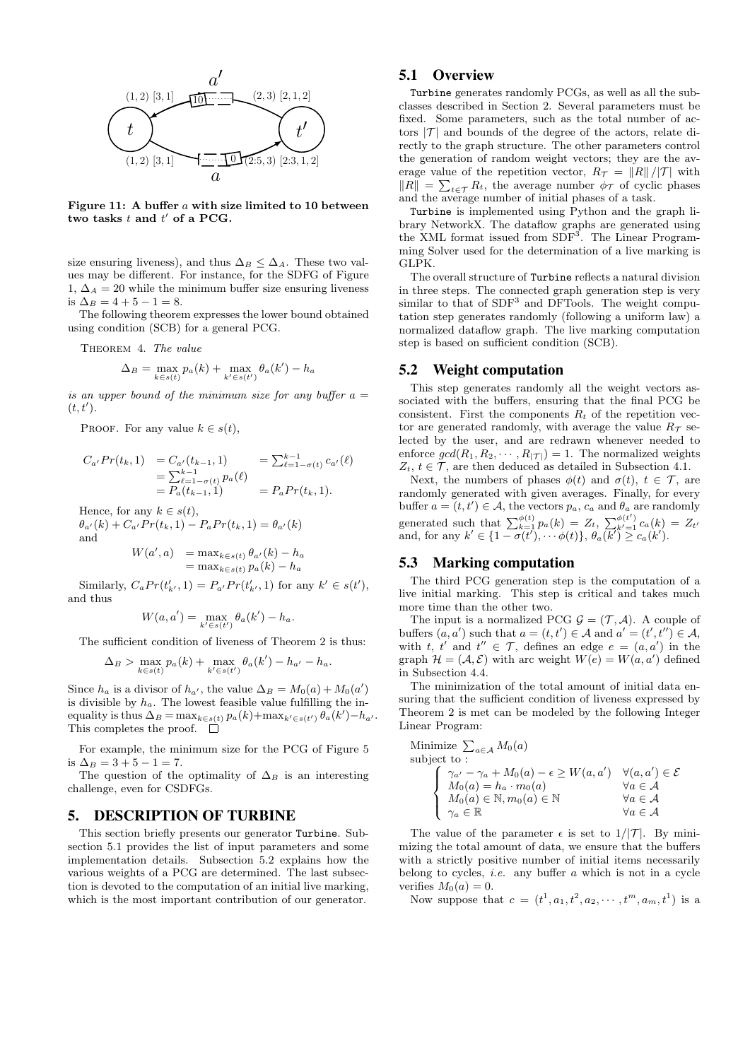**Figure 11: A buffer $a$ with size limited to 10 between two tasks $t$ and $t'$ of a PCG.**

size ensuring liveness), and thus $\Delta_B \leq \Delta_A$. These two values may be different. For instance, for the SDFG of Figure 1, $\Delta_A = 20$ while the minimum buffer size ensuring liveness is $\Delta_B = 4 + 5 - 1 = 8$.

The following theorem expresses the lower bound obtained using condition (SCB) for a general PCG.

THEOREM 4. *The value*

$$\Delta_B = \max_{k \in s(t)} p_a(k) + \max_{k' \in s(t')} \theta_a(k') - h_a$$

*is an upper bound of the minimum size for any buffer $a = (t, t')$.*

PROOF. For any value $k \in s(t)$,

$$\begin{aligned} C_{a'}Pr(t_k, 1) &= C_{a'}(t_{k-1}, 1) &&= \textstyle\sum_{\ell=1-\sigma(t)}^{k-1} c_{a'}(\ell) \\ &= \textstyle\sum_{\ell=1-\sigma(t)}^{k-1} p_a(\ell) \\ &= P_a(t_{k-1}, 1) &&= P_a Pr(t_k, 1). \end{aligned}$$

Hence, for any $k \in s(t)$,
$\theta_{a'}(k) + C_{a'}Pr(t_k, 1) - P_a Pr(t_k, 1) = \theta_{a'}(k)$
and

$$\begin{aligned} W(a', a) &= \max_{k \in s(t)} \theta_{a'}(k) - h_a \\ &= \max_{k \in s(t)} p_a(k) - h_a \end{aligned}$$

Similarly, $C_a Pr(t'_{k'}, 1) = P_{a'} Pr(t'_{k'}, 1)$ for any $k' \in s(t')$, and thus

$$W(a, a') = \max_{k' \in s(t')} \theta_a(k') - h_a.$$

The sufficient condition of liveness of Theorem 2 is thus:

$$\Delta_B > \max_{k \in s(t)} p_a(k) + \max_{k' \in s(t')} \theta_a(k') - h_{a'} - h_a.$$

Since $h_a$ is a divisor of $h_{a'}$, the value $\Delta_B = M_0(a) + M_0(a')$ is divisible by $h_a$. The lowest feasible value fulfilling the inequality is thus $\Delta_B = \max_{k \in s(t)} p_a(k) + \max_{k' \in s(t')} \theta_a(k') - h_{a'}$. This completes the proof. $\Box$

For example, the minimum size for the PCG of Figure 5 is $\Delta_B = 3 + 5 - 1 = 7$.

The question of the optimality of $\Delta_B$ is an interesting challenge, even for CSDFGs.

# 5. DESCRIPTION OF TURBINE

This section briefly presents our generator `Turbine`. Subsection 5.1 provides the list of input parameters and some implementation details. Subsection 5.2 explains how the various weights of a PCG are determined. The last subsection is devoted to the computation of an initial live marking, which is the most important contribution of our generator.

## 5.1 Overview

`Turbine` generates randomly PCGs, as well as all the subclasses described in Section 2. Several parameters must be fixed. Some parameters, such as the total number of actors $|\mathcal{T}|$ and bounds of the degree of the actors, relate directly to the graph structure. The other parameters control the generation of random weight vectors; they are the average value of the repetition vector, $R_{\mathcal{T}} = \|R\| / |\mathcal{T}|$ with $\|R\| = \sum_{t \in \mathcal{T}} R_t$, the average number $\phi_{\mathcal{T}}$ of cyclic phases and the average number of initial phases of a task.

`Turbine` is implemented using Python and the graph library NetworkX. The dataflow graphs are generated using the XML format issued from SDF[3]. The Linear Programming Solver used for the determination of a live marking is GLPK.

The overall structure of `Turbine` reflects a natural division in three steps. The connected graph generation step is very similar to that of SDF[3] and DFTools. The weight computation step generates randomly (following a uniform law) a normalized dataflow graph. The live marking computation step is based on sufficient condition (SCB).

## 5.2 Weight computation

This step generates randomly all the weight vectors associated with the buffers, ensuring that the final PCG be consistent. First the components $R_t$ of the repetition vector are generated randomly, with average the value $R_{\mathcal{T}}$ selected by the user, and are redrawn whenever needed to enforce $gcd(R_1, R_2, \cdots, R_{|\mathcal{T}|}) = 1$. The normalized weights $Z_t$, $t \in \mathcal{T}$, are then deduced as detailed in Subsection 4.1.

Next, the numbers of phases $\phi(t)$ and $\sigma(t)$, $t \in \mathcal{T}$, are randomly generated with given averages. Finally, for every buffer $a = (t, t') \in \mathcal{A}$, the vectors $p_a$, $c_a$ and $\theta_a$ are randomly generated such that $\sum_{k=1}^{\phi(t)} p_a(k) = Z_t$, $\sum_{k'=1}^{\phi(t')} c_a(k) = Z_{t'}$ and, for any $k' \in \{1 - \sigma(t'), \cdots \phi(t)\}$, $\theta_a(k') \geq c_a(k')$.

## 5.3 Marking computation

The third PCG generation step is the computation of a live initial marking. This step is critical and takes much more time than the other two.

The input is a normalized PCG $\mathcal{G} = (\mathcal{T}, \mathcal{A})$. A couple of buffers $(a, a')$ such that $a = (t, t') \in \mathcal{A}$ and $a' = (t', t'') \in \mathcal{A}$, with $t$, $t'$ and $t'' \in \mathcal{T}$, defines an edge $e = (a, a')$ in the graph $\mathcal{H} = (\mathcal{A}, \mathcal{E})$ with arc weight $W(e) = W(a, a')$ defined in Subsection 4.4.

The minimization of the total amount of initial data ensuring that the sufficient condition of liveness expressed by Theorem 2 is met can be modeled by the following Integer Linear Program:

$$\text{Minimize } \sum_{a \in \mathcal{A}} M_0(a)$$
$$\text{subject to :}$$
$$\begin{cases} \gamma_{a'} - \gamma_a + M_0(a) - \epsilon \geq W(a, a') & \forall (a, a') \in \mathcal{E} \\ M_0(a) = h_a \cdot m_0(a) & \forall a \in \mathcal{A} \\ M_0(a) \in \mathbb{N}, m_0(a) \in \mathbb{N} & \forall a \in \mathcal{A} \\ \gamma_a \in \mathbb{R} & \forall a \in \mathcal{A} \end{cases}$$

The value of the parameter $\epsilon$ is set to $1/|\mathcal{T}|$. By minimizing the total amount of data, we ensure that the buffers with a strictly positive number of initial items necessarily belong to cycles, *i.e.* any buffer $a$ which is not in a cycle verifies $M_0(a) = 0$.

Now suppose that $c = (t^1, a_1, t^2, a_2, \cdots, t^m, a_m, t^1)$ is a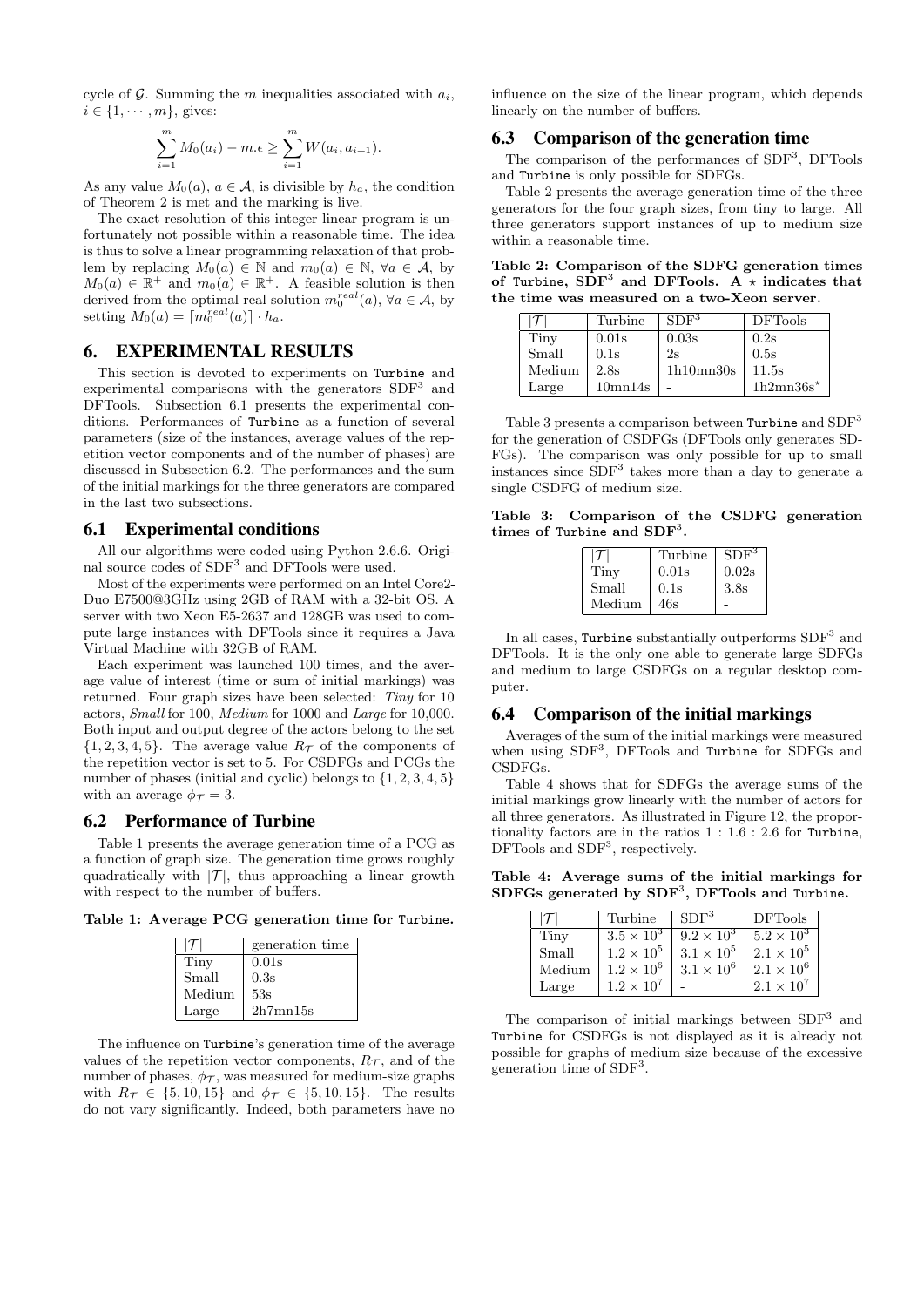cycle of $\mathcal{G}$. Summing the $m$ inequalities associated with $a_i$, $i \in \{1, \cdots, m\}$, gives:

$$\sum_{i=1}^{m} M_0(a_i) - m.\epsilon \geq \sum_{i=1}^{m} W(a_i, a_{i+1}).$$

As any value $M_0(a)$, $a \in \mathcal{A}$, is divisible by $h_a$, the condition of Theorem 2 is met and the marking is live.

The exact resolution of this integer linear program is unfortunately not possible within a reasonable time. The idea is thus to solve a linear programming relaxation of that problem by replacing $M_0(a) \in \mathbb{N}$ and $m_0(a) \in \mathbb{N}$, $\forall a \in \mathcal{A}$, by $M_0(a) \in \mathbb{R}^+$ and $m_0(a) \in \mathbb{R}^+$. A feasible solution is then derived from the optimal real solution $m_0^{real}(a)$, $\forall a \in \mathcal{A}$, by setting $M_0(a) = \lceil m_0^{real}(a) \rceil \cdot h_a$.

# 6. EXPERIMENTAL RESULTS

This section is devoted to experiments on `Turbine` and experimental comparisons with the generators SDF$^3$ and DFTools. Subsection 6.1 presents the experimental conditions. Performances of `Turbine` as a function of several parameters (size of the instances, average values of the repetition vector components and of the number of phases) are discussed in Subsection 6.2. The performances and the sum of the initial markings for the three generators are compared in the last two subsections.

## 6.1 Experimental conditions

All our algorithms were coded using Python 2.6.6. Original source codes of SDF$^3$ and DFTools were used.

Most of the experiments were performed on an Intel Core2-Duo E7500@3GHz using 2GB of RAM with a 32-bit OS. A server with two Xeon E5-2637 and 128GB was used to compute large instances with DFTools since it requires a Java Virtual Machine with 32GB of RAM.

Each experiment was launched 100 times, and the average value of interest (time or sum of initial markings) was returned. Four graph sizes have been selected: *Tiny* for 10 actors, *Small* for 100, *Medium* for 1000 and *Large* for 10,000. Both input and output degree of the actors belong to the set $\{1, 2, 3, 4, 5\}$. The average value $R_{\mathcal{T}}$ of the components of the repetition vector is set to 5. For CSDFGs and PCGs the number of phases (initial and cyclic) belongs to $\{1, 2, 3, 4, 5\}$ with an average $\phi_{\mathcal{T}} = 3$.

## 6.2 Performance of Turbine

Table 1 presents the average generation time of a PCG as a function of graph size. The generation time grows roughly quadratically with $|\mathcal{T}|$, thus approaching a linear growth with respect to the number of buffers.

**Table 1: Average PCG generation time for `Turbine`.**

| $\lvert\mathcal{T}\rvert$ | generation time |
|---|---|
| Tiny | 0.01s |
| Small | 0.3s |
| Medium | 53s |
| Large | 2h7mn15s |

The influence on `Turbine`'s generation time of the average values of the repetition vector components, $R_{\mathcal{T}}$, and of the number of phases, $\phi_{\mathcal{T}}$, was measured for medium-size graphs with $R_{\mathcal{T}} \in \{5, 10, 15\}$ and $\phi_{\mathcal{T}} \in \{5, 10, 15\}$. The results do not vary significantly. Indeed, both parameters have no influence on the size of the linear program, which depends linearly on the number of buffers.

## 6.3 Comparison of the generation time

The comparison of the performances of SDF$^3$, DFTools and `Turbine` is only possible for SDFGs.

Table 2 presents the average generation time of the three generators for the four graph sizes, from tiny to large. All three generators support instances of up to medium size within a reasonable time.

**Table 2: Comparison of the SDFG generation times of `Turbine`, SDF$^3$ and DFTools. A $\star$ indicates that the time was measured on a two-Xeon server.**

| $\lvert\mathcal{T}\rvert$ | Turbine | SDF$^3$ | DFTools |
|---|---|---|---|
| Tiny | 0.01s | 0.03s | 0.2s |
| Small | 0.1s | 2s | 0.5s |
| Medium | 2.8s | 1h10mn30s | 11.5s |
| Large | 10mn14s | - | 1h2mn36s$^\star$ |

Table 3 presents a comparison between `Turbine` and SDF$^3$ for the generation of CSDFGs (DFTools only generates SDFGs). The comparison was only possible for up to small instances since SDF$^3$ takes more than a day to generate a single CSDFG of medium size.

**Table 3: Comparison of the CSDFG generation times of `Turbine` and SDF$^3$.**

| $\lvert\mathcal{T}\rvert$ | Turbine | SDF$^3$ |
|---|---|---|
| Tiny | 0.01s | 0.02s |
| Small | 0.1s | 3.8s |
| Medium | 46s | - |

In all cases, `Turbine` substantially outperforms SDF$^3$ and DFTools. It is the only one able to generate large SDFGs and medium to large CSDFGs on a regular desktop computer.

## 6.4 Comparison of the initial markings

Averages of the sum of the initial markings were measured when using SDF$^3$, DFTools and `Turbine` for SDFGs and CSDFGs.

Table 4 shows that for SDFGs the average sums of the initial markings grow linearly with the number of actors for all three generators. As illustrated in Figure 12, the proportionality factors are in the ratios $1 : 1.6 : 2.6$ for `Turbine`, DFTools and SDF$^3$, respectively.

**Table 4: Average sums of the initial markings for SDFGs generated by SDF$^3$, DFTools and `Turbine`.**

| $\lvert\mathcal{T}\rvert$ | Turbine | SDF$^3$ | DFTools |
|---|---|---|---|
| Tiny | $3.5 \times 10^3$ | $9.2 \times 10^3$ | $5.2 \times 10^3$ |
| Small | $1.2 \times 10^5$ | $3.1 \times 10^5$ | $2.1 \times 10^5$ |
| Medium | $1.2 \times 10^6$ | $3.1 \times 10^6$ | $2.1 \times 10^6$ |
| Large | $1.2 \times 10^7$ | - | $2.1 \times 10^7$ |

The comparison of initial markings between SDF$^3$ and `Turbine` for CSDFGs is not displayed as it is already not possible for graphs of medium size because of the excessive generation time of SDF$^3$.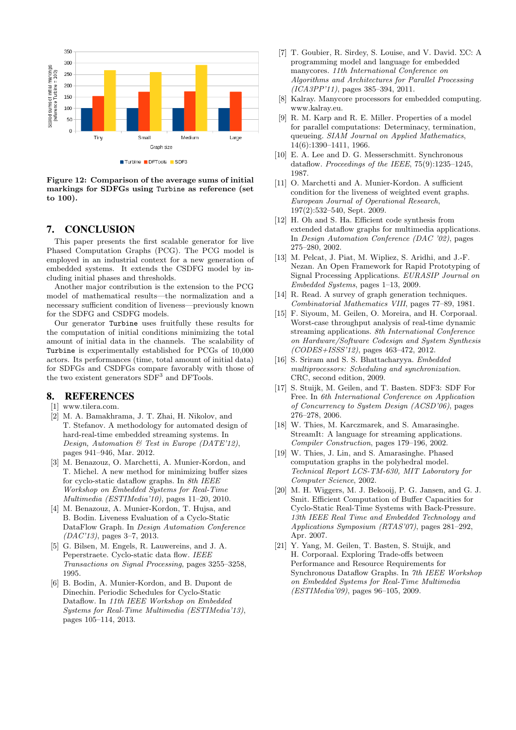350
300
250
200
150
100
50
0

Scaled sums of initial markings (reference Turbine = 100)

Tiny
Small
Medium
Large

Graph size

Turbine DFTools SDF3

**Figure 12: Comparison of the average sums of initial markings for SDFGs using `Turbine` as reference (set to 100).**

## 7. CONCLUSION

This paper presents the first scalable generator for live Phased Computation Graphs (PCG). The PCG model is employed in an industrial context for a new generation of embedded systems. It extends the CSDFG model by including initial phases and thresholds.

Another major contribution is the extension to the PCG model of mathematical results—the normalization and a necessary sufficient condition of liveness—previously known for the SDFG and CSDFG models.

Our generator `Turbine` uses fruitfully these results for the computation of initial conditions minimizing the total amount of initial data in the channels. The scalability of `Turbine` is experimentally established for PCGs of 10,000 actors. Its performances (time, total amount of initial data) for SDFGs and CSDFGs compare favorably with those of the two existent generators SDF$^3$ and DFTools.

## 8. REFERENCES

[1] www.tilera.com.

[2] M. A. Bamakhrama, J. T. Zhai, H. Nikolov, and T. Stefanov. A methodology for automated design of hard-real-time embedded streaming systems. In *Design, Automation & Test in Europe (DATE'12)*, pages 941–946, Mar. 2012.

[3] M. Benazouz, O. Marchetti, A. Munier-Kordon, and T. Michel. A new method for minimizing buffer sizes for cyclo-static dataflow graphs. In *8th IEEE Workshop on Embedded Systems for Real-Time Multimedia (ESTIMedia'10)*, pages 11–20, 2010.

[4] M. Benazouz, A. Munier-Kordon, T. Hujsa, and B. Bodin. Liveness Evaluation of a Cyclo-Static DataFlow Graph. In *Design Automation Conference (DAC'13)*, pages 3–7, 2013.

[5] G. Bilsen, M. Engels, R. Lauwereins, and J. A. Peperstraete. Cyclo-static data flow. *IEEE Transactions on Signal Processing*, pages 3255–3258, 1995.

[6] B. Bodin, A. Munier-Kordon, and B. Dupont de Dinechin. Periodic Schedules for Cyclo-Static Dataflow. In *11th IEEE Workshop on Embedded Systems for Real-Time Multimedia (ESTIMedia'13)*, pages 105–114, 2013.

[7] T. Goubier, R. Sirdey, S. Louise, and V. David. ΣC: A programming model and language for embedded manycores. *11th International Conference on Algorithms and Architectures for Parallel Processing (ICA3PP'11)*, pages 385–394, 2011.

[8] Kalray. Manycore processors for embedded computing. www.kalray.eu.

[9] R. M. Karp and R. E. Miller. Properties of a model for parallel computations: Determinacy, termination, queueing. *SIAM Journal on Applied Mathematics*, 14(6):1390–1411, 1966.

[10] E. A. Lee and D. G. Messerschmitt. Synchronous dataflow. *Proceedings of the IEEE*, 75(9):1235–1245, 1987.

[11] O. Marchetti and A. Munier-Kordon. A sufficient condition for the liveness of weighted event graphs. *European Journal of Operational Research*, 197(2):532–540, Sept. 2009.

[12] H. Oh and S. Ha. Efficient code synthesis from extended dataflow graphs for multimedia applications. In *Design Automation Conference (DAC '02)*, pages 275–280, 2002.

[13] M. Pelcat, J. Piat, M. Wipliez, S. Aridhi, and J.-F. Nezan. An Open Framework for Rapid Prototyping of Signal Processing Applications. *EURASIP Journal on Embedded Systems*, pages 1–13, 2009.

[14] R. Read. A survey of graph generation techniques. *Combinatorial Mathematics VIII*, pages 77–89, 1981.

[15] F. Siyoum, M. Geilen, O. Moreira, and H. Corporaal. Worst-case throughput analysis of real-time dynamic streaming applications. *8th International Conference on Hardware/Software Codesign and System Synthesis (CODES+ISSS'12)*, pages 463–472, 2012.

[16] S. Sriram and S. S. Bhattacharyya. *Embedded multiprocessors: Scheduling and synchronization*. CRC, second edition, 2009.

[17] S. Stuijk, M. Geilen, and T. Basten. SDF3: SDF For Free. In *6th International Conference on Application of Concurrency to System Design (ACSD'06)*, pages 276–278, 2006.

[18] W. Thies, M. Karczmarek, and S. Amarasinghe. StreamIt: A language for streaming applications. *Compiler Construction*, pages 179–196, 2002.

[19] W. Thies, J. Lin, and S. Amarasinghe. Phased computation graphs in the polyhedral model. *Technical Report LCS-TM-630, MIT Laboratory for Computer Science*, 2002.

[20] M. H. Wiggers, M. J. Bekooij, P. G. Jansen, and G. J. Smit. Efficient Computation of Buffer Capacities for Cyclo-Static Real-Time Systems with Back-Pressure. *13th IEEE Real Time and Embedded Technology and Applications Symposium (RTAS'07)*, pages 281–292, Apr. 2007.

[21] Y. Yang, M. Geilen, T. Basten, S. Stuijk, and H. Corporaal. Exploring Trade-offs between Performance and Resource Requirements for Synchronous Dataflow Graphs. In *7th IEEE Workshop on Embedded Systems for Real-Time Multimedia (ESTIMedia'09)*, pages 96–105, 2009.